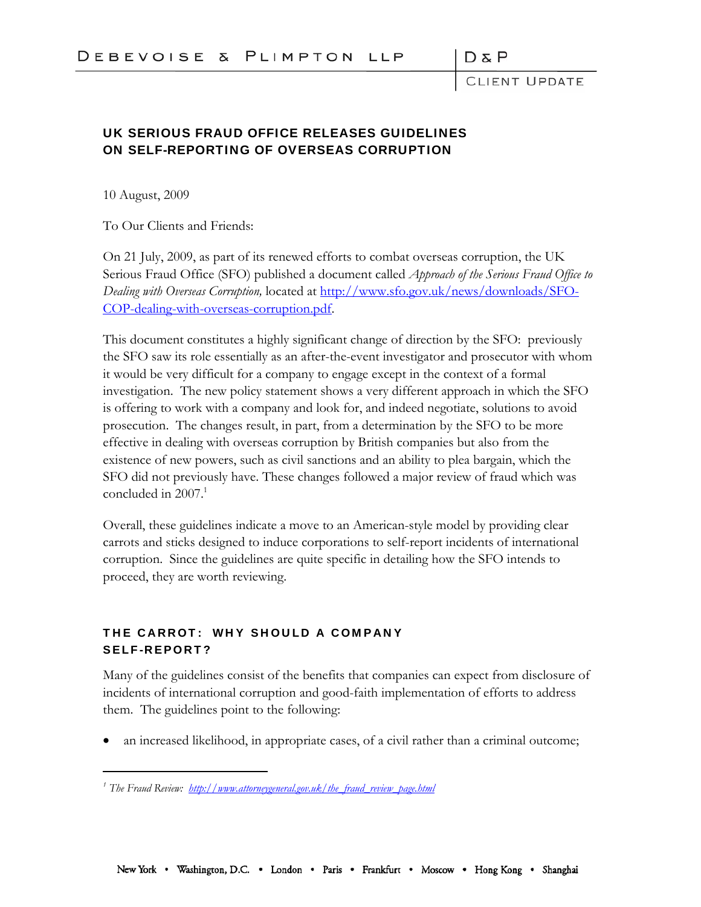# UK SERIOUS FRAUD OFFICE RELEASES GUIDELINES ON SELF-REPORTING OF OVERSEAS CORRUPTION

10 August, 2009

To Our Clients and Friends:

On 21 July, 2009, as part of its renewed efforts to combat overseas corruption, the UK Serious Fraud Office (SFO) published a document called *Approach of the Serious Fraud Office to Dealing with Overseas Corruption,* located at http://www.sfo.gov.uk/news/downloads/SFO-COP-dealing-with-overseas-corruption.pdf.

This document constitutes a highly significant change of direction by the SFO: previously the SFO saw its role essentially as an after-the-event investigator and prosecutor with whom it would be very difficult for a company to engage except in the context of a formal investigation. The new policy statement shows a very different approach in which the SFO is offering to work with a company and look for, and indeed negotiate, solutions to avoid prosecution. The changes result, in part, from a determination by the SFO to be more effective in dealing with overseas corruption by British companies but also from the existence of new powers, such as civil sanctions and an ability to plea bargain, which the SFO did not previously have. These changes followed a major review of fraud which was concluded in 2007.[1]

Overall, these guidelines indicate a move to an American-style model by providing clear carrots and sticks designed to induce corporations to self-report incidents of international corruption. Since the guidelines are quite specific in detailing how the SFO intends to proceed, they are worth reviewing.

## THE CARROT: WHY SHOULD A COMPANY SELF-REPORT?

Many of the guidelines consist of the benefits that companies can expect from disclosure of incidents of international corruption and good-faith implementation of efforts to address them. The guidelines point to the following:

- an increased likelihood, in appropriate cases, of a civil rather than a criminal outcome;

---

[1] *The Fraud Review:* http://www.attorneygeneral.gov.uk/the_fraud_review_page.html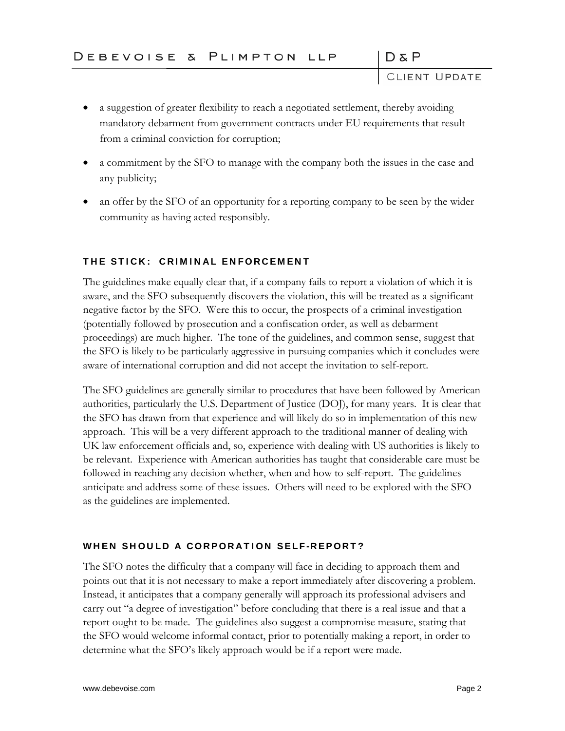- a suggestion of greater flexibility to reach a negotiated settlement, thereby avoiding mandatory debarment from government contracts under EU requirements that result from a criminal conviction for corruption;
- a commitment by the SFO to manage with the company both the issues in the case and any publicity;
- an offer by the SFO of an opportunity for a reporting company to be seen by the wider community as having acted responsibly.

## THE STICK: CRIMINAL ENFORCEMENT

The guidelines make equally clear that, if a company fails to report a violation of which it is aware, and the SFO subsequently discovers the violation, this will be treated as a significant negative factor by the SFO. Were this to occur, the prospects of a criminal investigation (potentially followed by prosecution and a confiscation order, as well as debarment proceedings) are much higher. The tone of the guidelines, and common sense, suggest that the SFO is likely to be particularly aggressive in pursuing companies which it concludes were aware of international corruption and did not accept the invitation to self-report.

The SFO guidelines are generally similar to procedures that have been followed by American authorities, particularly the U.S. Department of Justice (DOJ), for many years. It is clear that the SFO has drawn from that experience and will likely do so in implementation of this new approach. This will be a very different approach to the traditional manner of dealing with UK law enforcement officials and, so, experience with dealing with US authorities is likely to be relevant. Experience with American authorities has taught that considerable care must be followed in reaching any decision whether, when and how to self-report. The guidelines anticipate and address some of these issues. Others will need to be explored with the SFO as the guidelines are implemented.

## WHEN SHOULD A CORPORATION SELF-REPORT?

The SFO notes the difficulty that a company will face in deciding to approach them and points out that it is not necessary to make a report immediately after discovering a problem. Instead, it anticipates that a company generally will approach its professional advisers and carry out "a degree of investigation" before concluding that there is a real issue and that a report ought to be made. The guidelines also suggest a compromise measure, stating that the SFO would welcome informal contact, prior to potentially making a report, in order to determine what the SFO's likely approach would be if a report were made.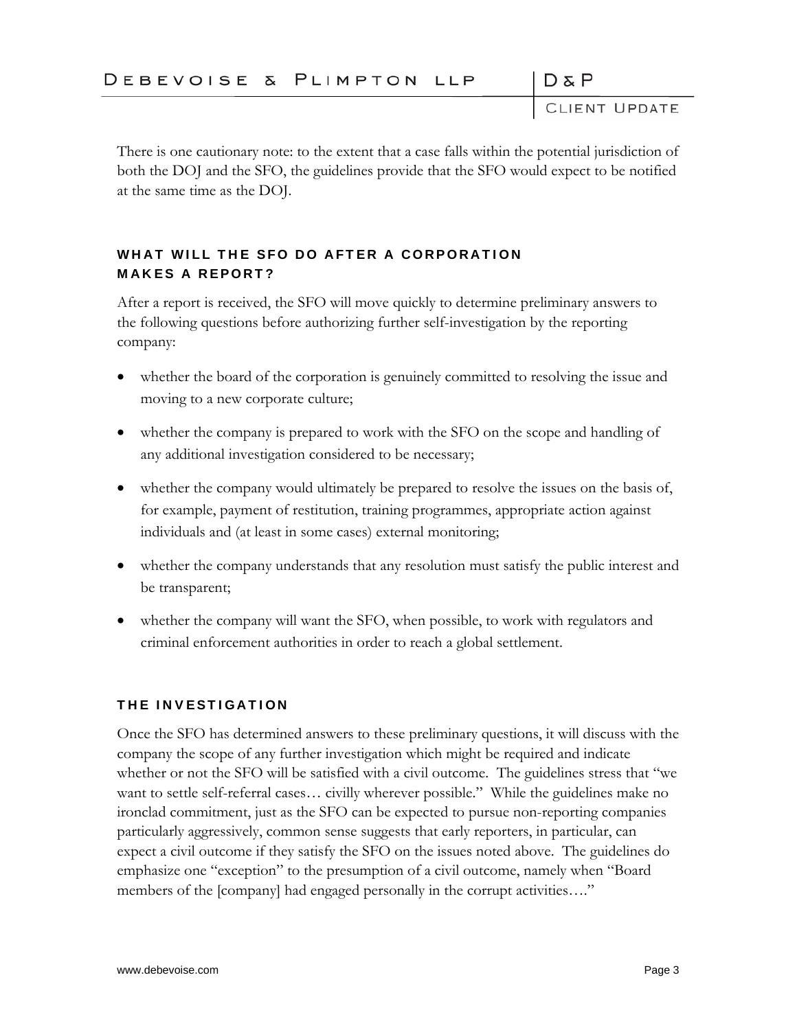There is one cautionary note: to the extent that a case falls within the potential jurisdiction of both the DOJ and the SFO, the guidelines provide that the SFO would expect to be notified at the same time as the DOJ.

## WHAT WILL THE SFO DO AFTER A CORPORATION MAKES A REPORT?

After a report is received, the SFO will move quickly to determine preliminary answers to the following questions before authorizing further self-investigation by the reporting company:

- whether the board of the corporation is genuinely committed to resolving the issue and moving to a new corporate culture;
- whether the company is prepared to work with the SFO on the scope and handling of any additional investigation considered to be necessary;
- whether the company would ultimately be prepared to resolve the issues on the basis of, for example, payment of restitution, training programmes, appropriate action against individuals and (at least in some cases) external monitoring;
- whether the company understands that any resolution must satisfy the public interest and be transparent;
- whether the company will want the SFO, when possible, to work with regulators and criminal enforcement authorities in order to reach a global settlement.

## THE INVESTIGATION

Once the SFO has determined answers to these preliminary questions, it will discuss with the company the scope of any further investigation which might be required and indicate whether or not the SFO will be satisfied with a civil outcome. The guidelines stress that "we want to settle self-referral cases… civilly wherever possible." While the guidelines make no ironclad commitment, just as the SFO can be expected to pursue non-reporting companies particularly aggressively, common sense suggests that early reporters, in particular, can expect a civil outcome if they satisfy the SFO on the issues noted above. The guidelines do emphasize one "exception" to the presumption of a civil outcome, namely when "Board members of the [company] had engaged personally in the corrupt activities…."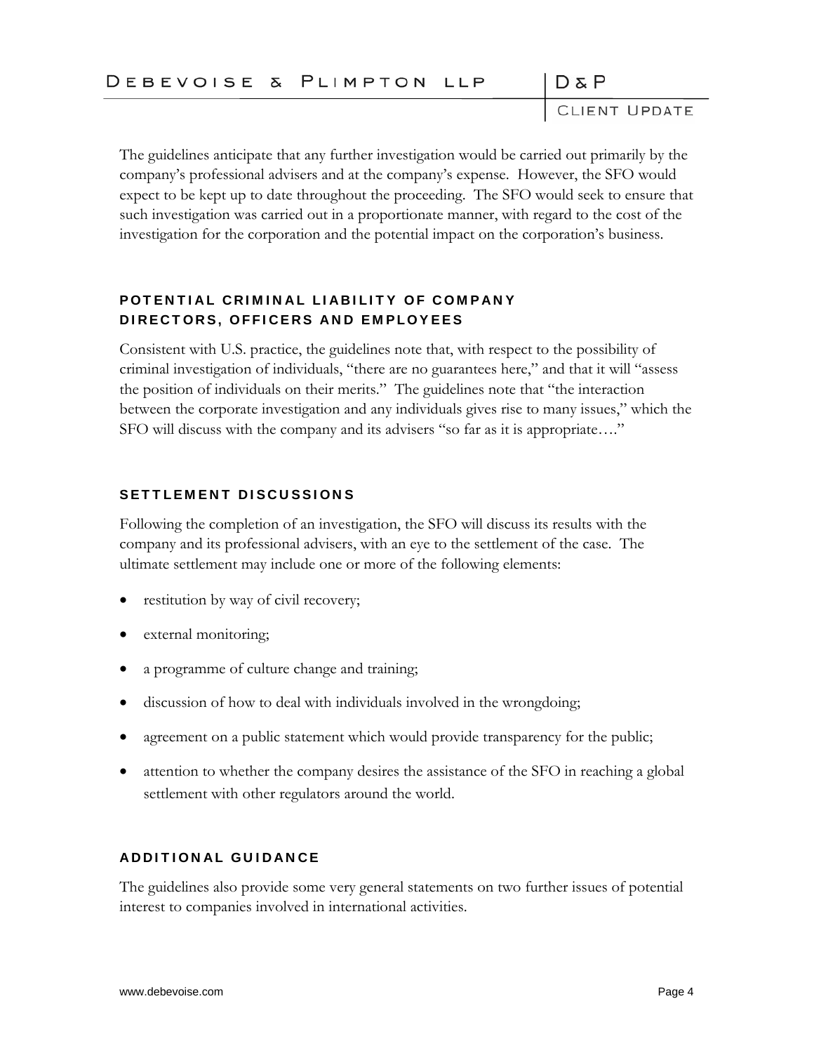The guidelines anticipate that any further investigation would be carried out primarily by the company's professional advisers and at the company's expense. However, the SFO would expect to be kept up to date throughout the proceeding. The SFO would seek to ensure that such investigation was carried out in a proportionate manner, with regard to the cost of the investigation for the corporation and the potential impact on the corporation's business.

## POTENTIAL CRIMINAL LIABILITY OF COMPANY DIRECTORS, OFFICERS AND EMPLOYEES

Consistent with U.S. practice, the guidelines note that, with respect to the possibility of criminal investigation of individuals, "there are no guarantees here," and that it will "assess the position of individuals on their merits." The guidelines note that "the interaction between the corporate investigation and any individuals gives rise to many issues," which the SFO will discuss with the company and its advisers "so far as it is appropriate…."

## SETTLEMENT DISCUSSIONS

Following the completion of an investigation, the SFO will discuss its results with the company and its professional advisers, with an eye to the settlement of the case. The ultimate settlement may include one or more of the following elements:

- restitution by way of civil recovery;
- external monitoring;
- a programme of culture change and training;
- discussion of how to deal with individuals involved in the wrongdoing;
- agreement on a public statement which would provide transparency for the public;
- attention to whether the company desires the assistance of the SFO in reaching a global settlement with other regulators around the world.

## ADDITIONAL GUIDANCE

The guidelines also provide some very general statements on two further issues of potential interest to companies involved in international activities.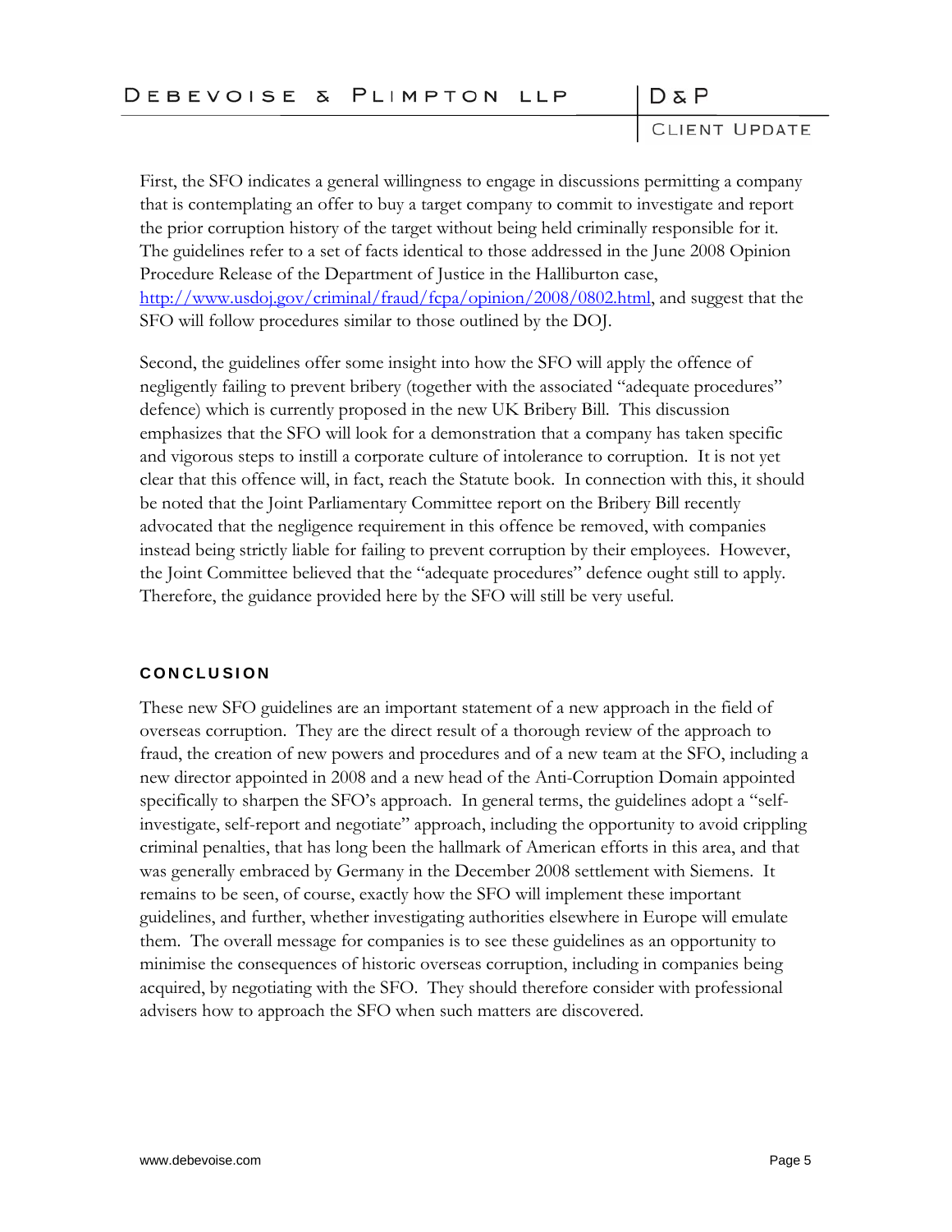First, the SFO indicates a general willingness to engage in discussions permitting a company that is contemplating an offer to buy a target company to commit to investigate and report the prior corruption history of the target without being held criminally responsible for it. The guidelines refer to a set of facts identical to those addressed in the June 2008 Opinion Procedure Release of the Department of Justice in the Halliburton case, http://www.usdoj.gov/criminal/fraud/fcpa/opinion/2008/0802.html, and suggest that the SFO will follow procedures similar to those outlined by the DOJ.

Second, the guidelines offer some insight into how the SFO will apply the offence of negligently failing to prevent bribery (together with the associated "adequate procedures" defence) which is currently proposed in the new UK Bribery Bill. This discussion emphasizes that the SFO will look for a demonstration that a company has taken specific and vigorous steps to instill a corporate culture of intolerance to corruption. It is not yet clear that this offence will, in fact, reach the Statute book. In connection with this, it should be noted that the Joint Parliamentary Committee report on the Bribery Bill recently advocated that the negligence requirement in this offence be removed, with companies instead being strictly liable for failing to prevent corruption by their employees. However, the Joint Committee believed that the "adequate procedures" defence ought still to apply. Therefore, the guidance provided here by the SFO will still be very useful.

## CONCLUSION

These new SFO guidelines are an important statement of a new approach in the field of overseas corruption. They are the direct result of a thorough review of the approach to fraud, the creation of new powers and procedures and of a new team at the SFO, including a new director appointed in 2008 and a new head of the Anti-Corruption Domain appointed specifically to sharpen the SFO's approach. In general terms, the guidelines adopt a "self-investigate, self-report and negotiate" approach, including the opportunity to avoid crippling criminal penalties, that has long been the hallmark of American efforts in this area, and that was generally embraced by Germany in the December 2008 settlement with Siemens. It remains to be seen, of course, exactly how the SFO will implement these important guidelines, and further, whether investigating authorities elsewhere in Europe will emulate them. The overall message for companies is to see these guidelines as an opportunity to minimise the consequences of historic overseas corruption, including in companies being acquired, by negotiating with the SFO. They should therefore consider with professional advisers how to approach the SFO when such matters are discovered.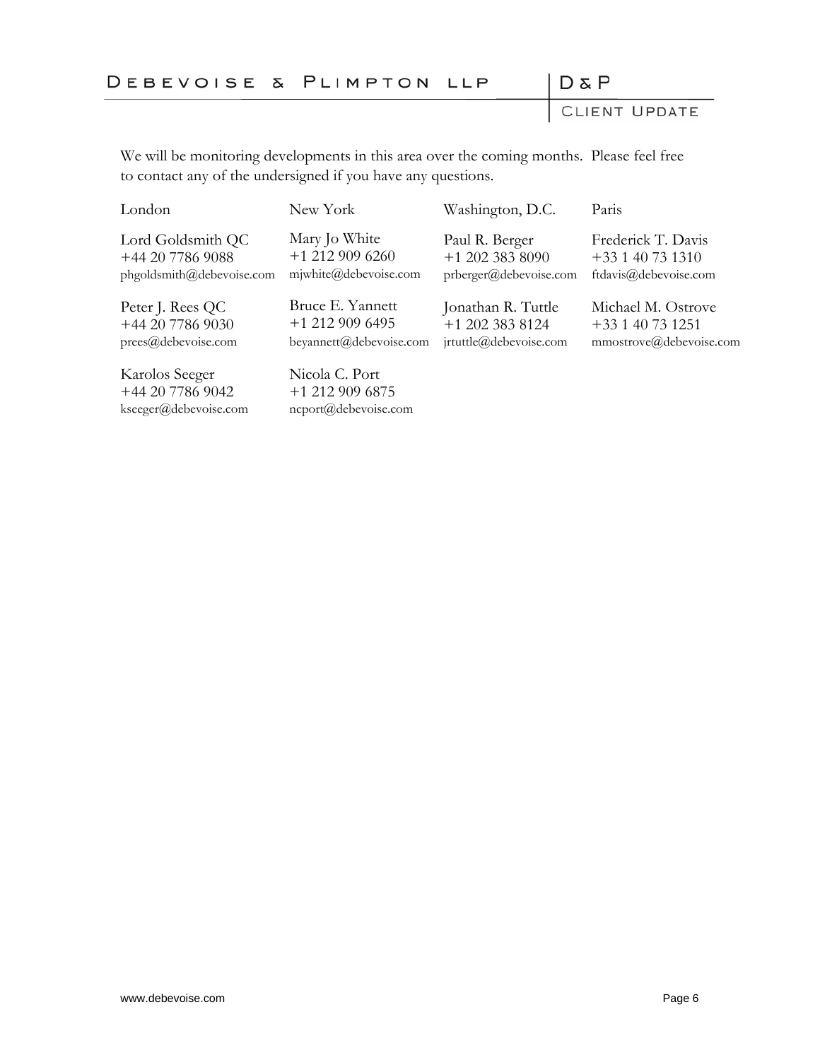We will be monitoring developments in this area over the coming months. Please feel free to contact any of the undersigned if you have any questions.

| London | New York | Washington, D.C. | Paris |
| --- | --- | --- | --- |
| Lord Goldsmith QC<br>+44 20 7786 9088<br>phgoldsmith@debevoise.com | Mary Jo White<br>+1 212 909 6260<br>mjwhite@debevoise.com | Paul R. Berger<br>+1 202 383 8090<br>prberger@debevoise.com | Frederick T. Davis<br>+33 1 40 73 1310<br>ftdavis@debevoise.com |
| Peter J. Rees QC<br>+44 20 7786 9030<br>prees@debevoise.com | Bruce E. Yannett<br>+1 212 909 6495<br>beyannett@debevoise.com | Jonathan R. Tuttle<br>+1 202 383 8124<br>jrtuttle@debevoise.com | Michael M. Ostrove<br>+33 1 40 73 1251<br>mmostrove@debevoise.com |
| Karolos Seeger<br>+44 20 7786 9042<br>kseeger@debevoise.com | Nicola C. Port<br>+1 212 909 6875<br>ncport@debevoise.com | | |